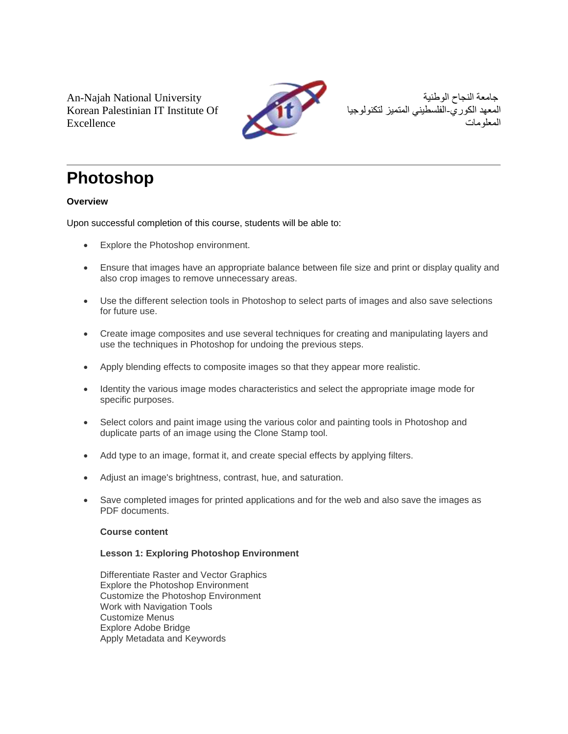An-Najah National University
Korean Palestinian IT Institute Of Excellence

جامعة النجاح الوطنية
المعهد الكوري-الفلسطيني المتميز لتكنولوجيا المعلومات

---

# Photoshop

**Overview**

Upon successful completion of this course, students will be able to:

- Explore the Photoshop environment.
- Ensure that images have an appropriate balance between file size and print or display quality and also crop images to remove unnecessary areas.
- Use the different selection tools in Photoshop to select parts of images and also save selections for future use.
- Create image composites and use several techniques for creating and manipulating layers and use the techniques in Photoshop for undoing the previous steps.
- Apply blending effects to composite images so that they appear more realistic.
- Identity the various image modes characteristics and select the appropriate image mode for specific purposes.
- Select colors and paint image using the various color and painting tools in Photoshop and duplicate parts of an image using the Clone Stamp tool.
- Add type to an image, format it, and create special effects by applying filters.
- Adjust an image's brightness, contrast, hue, and saturation.
- Save completed images for printed applications and for the web and also save the images as PDF documents.

**Course content**

**Lesson 1: Exploring Photoshop Environment**

Differentiate Raster and Vector Graphics
Explore the Photoshop Environment
Customize the Photoshop Environment
Work with Navigation Tools
Customize Menus
Explore Adobe Bridge
Apply Metadata and Keywords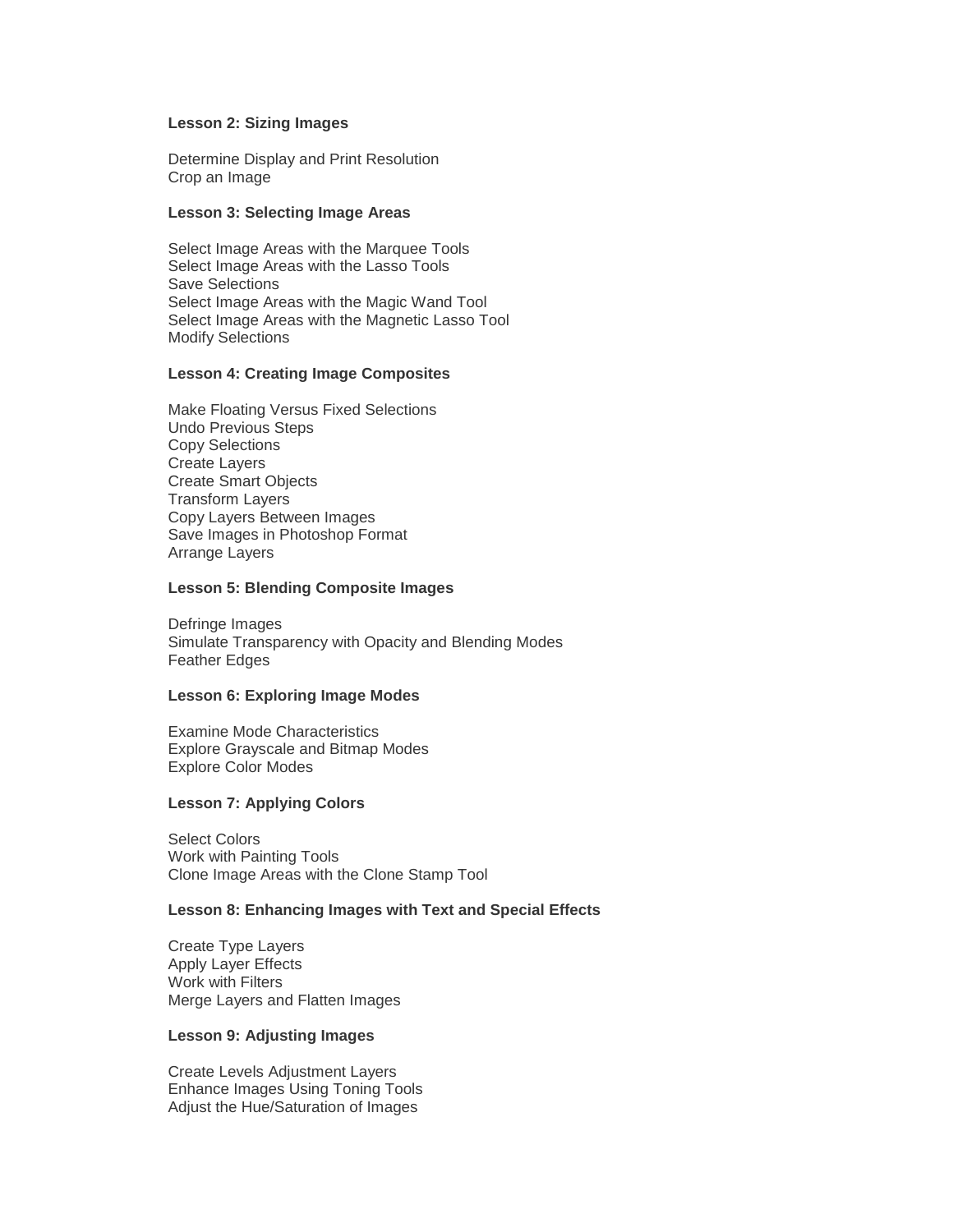**Lesson 2: Sizing Images**

Determine Display and Print Resolution
Crop an Image

**Lesson 3: Selecting Image Areas**

Select Image Areas with the Marquee Tools
Select Image Areas with the Lasso Tools
Save Selections
Select Image Areas with the Magic Wand Tool
Select Image Areas with the Magnetic Lasso Tool
Modify Selections

**Lesson 4: Creating Image Composites**

Make Floating Versus Fixed Selections
Undo Previous Steps
Copy Selections
Create Layers
Create Smart Objects
Transform Layers
Copy Layers Between Images
Save Images in Photoshop Format
Arrange Layers

**Lesson 5: Blending Composite Images**

Defringe Images
Simulate Transparency with Opacity and Blending Modes
Feather Edges

**Lesson 6: Exploring Image Modes**

Examine Mode Characteristics
Explore Grayscale and Bitmap Modes
Explore Color Modes

**Lesson 7: Applying Colors**

Select Colors
Work with Painting Tools
Clone Image Areas with the Clone Stamp Tool

**Lesson 8: Enhancing Images with Text and Special Effects**

Create Type Layers
Apply Layer Effects
Work with Filters
Merge Layers and Flatten Images

**Lesson 9: Adjusting Images**

Create Levels Adjustment Layers
Enhance Images Using Toning Tools
Adjust the Hue/Saturation of Images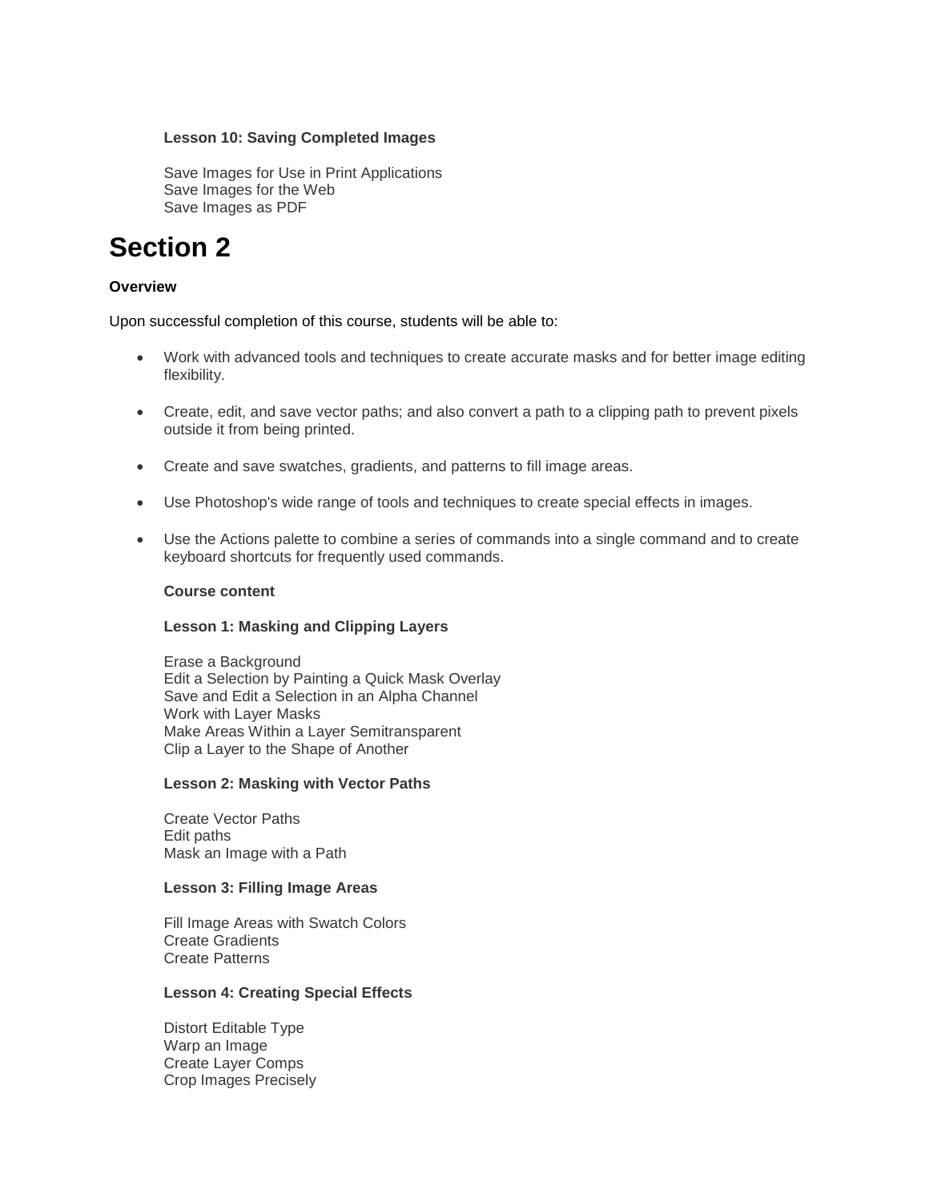**Lesson 10: Saving Completed Images**

Save Images for Use in Print Applications
Save Images for the Web
Save Images as PDF

# Section 2

**Overview**

Upon successful completion of this course, students will be able to:

- Work with advanced tools and techniques to create accurate masks and for better image editing flexibility.
- Create, edit, and save vector paths; and also convert a path to a clipping path to prevent pixels outside it from being printed.
- Create and save swatches, gradients, and patterns to fill image areas.
- Use Photoshop's wide range of tools and techniques to create special effects in images.
- Use the Actions palette to combine a series of commands into a single command and to create keyboard shortcuts for frequently used commands.

**Course content**

**Lesson 1: Masking and Clipping Layers**

Erase a Background
Edit a Selection by Painting a Quick Mask Overlay
Save and Edit a Selection in an Alpha Channel
Work with Layer Masks
Make Areas Within a Layer Semitransparent
Clip a Layer to the Shape of Another

**Lesson 2: Masking with Vector Paths**

Create Vector Paths
Edit paths
Mask an Image with a Path

**Lesson 3: Filling Image Areas**

Fill Image Areas with Swatch Colors
Create Gradients
Create Patterns

**Lesson 4: Creating Special Effects**

Distort Editable Type
Warp an Image
Create Layer Comps
Crop Images Precisely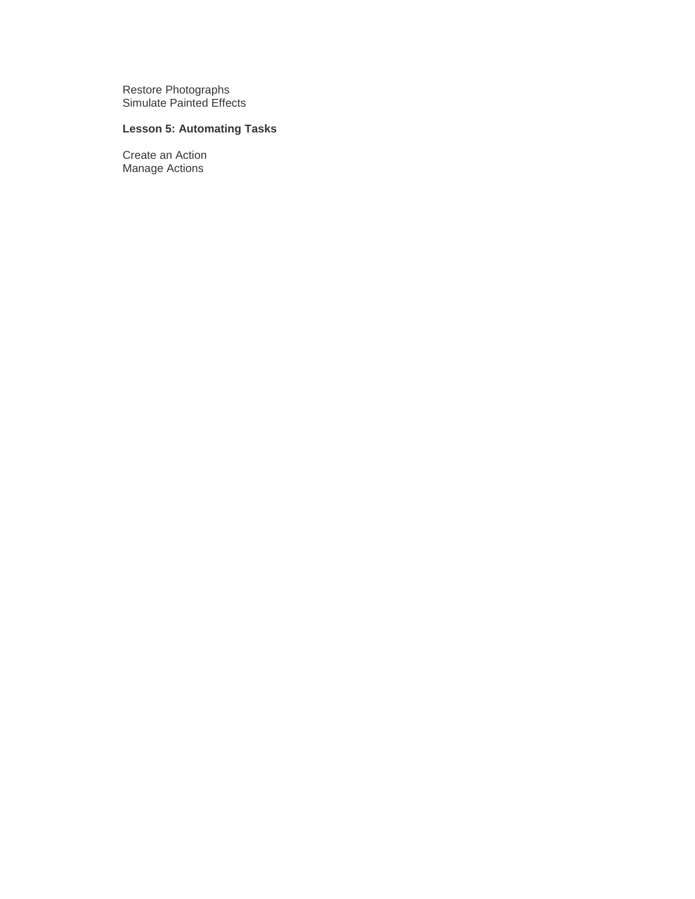Restore Photographs
Simulate Painted Effects

**Lesson 5: Automating Tasks**

Create an Action
Manage Actions